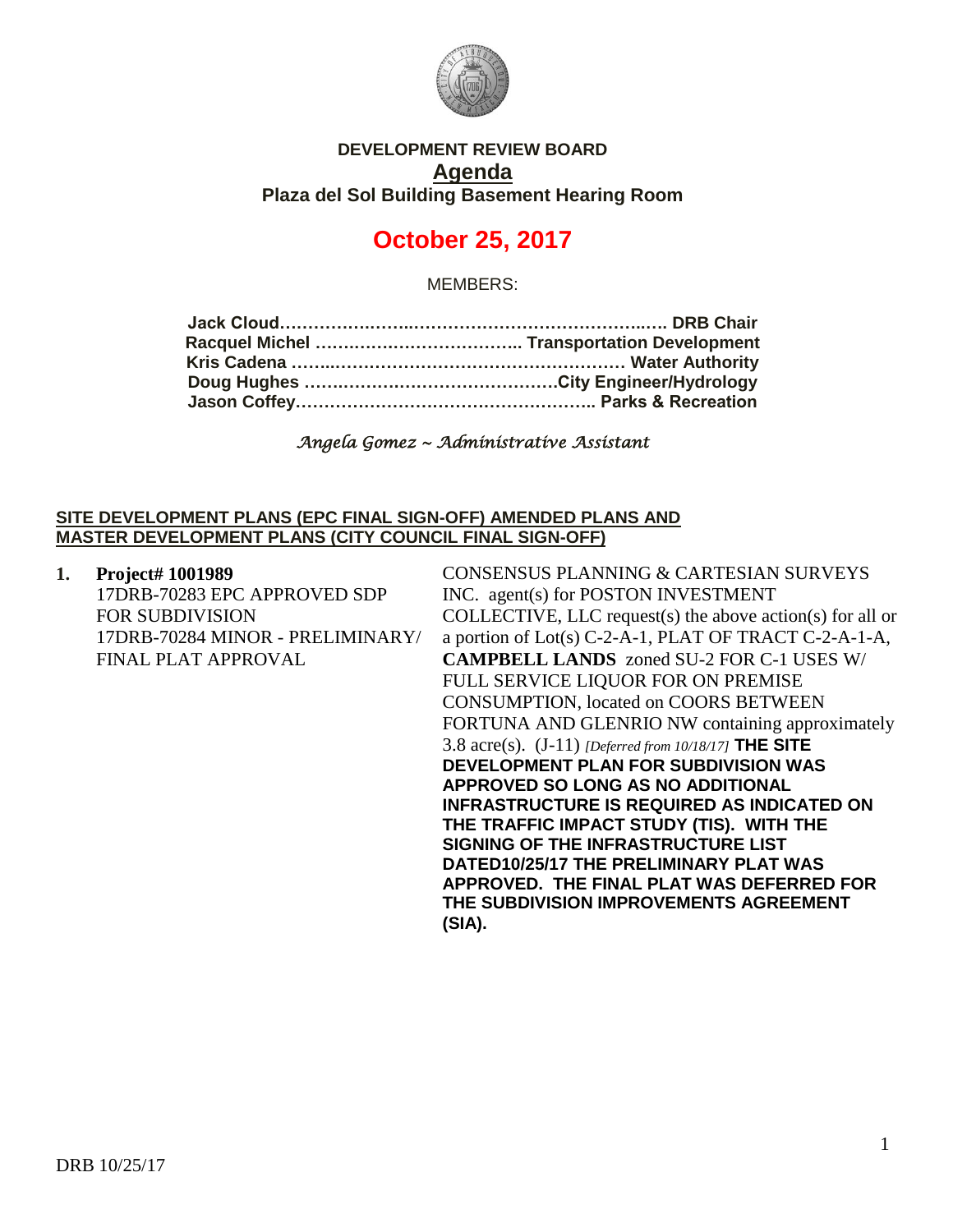# DEVELOPMENT REVIEW BOARD

## Agenda

### Plaza del Sol Building Basement Hearing Room

# October 25, 2017

MEMBERS:

**Jack Cloud……………………………………………………………… DRB Chair**
**Racquel Michel ……………………………….. Transportation Development**
**Kris Cadena ……………………………………………… Water Authority**
**Doug Hughes ………………………………………City Engineer/Hydrology**
**Jason Coffey……………………………………………….. Parks & Recreation**

*Angela Gomez ~ Administrative Assistant*

**SITE DEVELOPMENT PLANS (EPC FINAL SIGN-OFF) AMENDED PLANS AND MASTER DEVELOPMENT PLANS (CITY COUNCIL FINAL SIGN-OFF)**

1. **Project# 1001989**
   17DRB-70283 EPC APPROVED SDP FOR SUBDIVISION
   17DRB-70284 MINOR - PRELIMINARY/ FINAL PLAT APPROVAL

   CONSENSUS PLANNING & CARTESIAN SURVEYS INC. agent(s) for POSTON INVESTMENT COLLECTIVE, LLC request(s) the above action(s) for all or a portion of Lot(s) C-2-A-1, PLAT OF TRACT C-2-A-1-A, **CAMPBELL LANDS** zoned SU-2 FOR C-1 USES W/ FULL SERVICE LIQUOR FOR ON PREMISE CONSUMPTION, located on COORS BETWEEN FORTUNA AND GLENRIO NW containing approximately 3.8 acre(s). (J-11) *[Deferred from 10/18/17]* **THE SITE DEVELOPMENT PLAN FOR SUBDIVISION WAS APPROVED SO LONG AS NO ADDITIONAL INFRASTRUCTURE IS REQUIRED AS INDICATED ON THE TRAFFIC IMPACT STUDY (TIS). WITH THE SIGNING OF THE INFRASTRUCTURE LIST DATED10/25/17 THE PRELIMINARY PLAT WAS APPROVED. THE FINAL PLAT WAS DEFERRED FOR THE SUBDIVISION IMPROVEMENTS AGREEMENT (SIA).**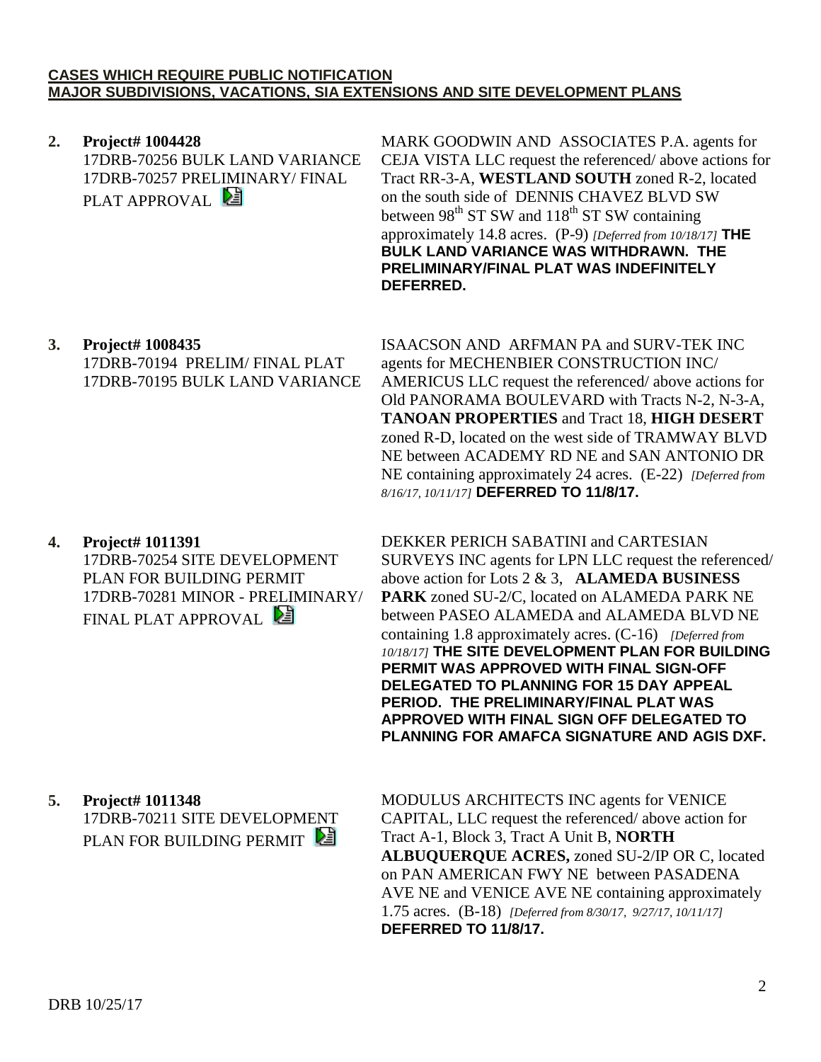**CASES WHICH REQUIRE PUBLIC NOTIFICATION**
**MAJOR SUBDIVISIONS, VACATIONS, SIA EXTENSIONS AND SITE DEVELOPMENT PLANS**

**2. Project# 1004428**
17DRB-70256 BULK LAND VARIANCE
17DRB-70257 PRELIMINARY/ FINAL PLAT APPROVAL

MARK GOODWIN AND ASSOCIATES P.A. agents for CEJA VISTA LLC request the referenced/ above actions for Tract RR-3-A, **WESTLAND SOUTH** zoned R-2, located on the south side of DENNIS CHAVEZ BLVD SW between 98th ST SW and 118th ST SW containing approximately 14.8 acres. (P-9) *[Deferred from 10/18/17]* **THE BULK LAND VARIANCE WAS WITHDRAWN. THE PRELIMINARY/FINAL PLAT WAS INDEFINITELY DEFERRED.**

**3. Project# 1008435**
17DRB-70194 PRELIM/ FINAL PLAT
17DRB-70195 BULK LAND VARIANCE

ISAACSON AND ARFMAN PA and SURV-TEK INC agents for MECHENBIER CONSTRUCTION INC/ AMERICUS LLC request the referenced/ above actions for Old PANORAMA BOULEVARD with Tracts N-2, N-3-A, **TANOAN PROPERTIES** and Tract 18, **HIGH DESERT** zoned R-D, located on the west side of TRAMWAY BLVD NE between ACADEMY RD NE and SAN ANTONIO DR NE containing approximately 24 acres. (E-22) *[Deferred from 8/16/17, 10/11/17]* **DEFERRED TO 11/8/17.**

**4. Project# 1011391**
17DRB-70254 SITE DEVELOPMENT PLAN FOR BUILDING PERMIT
17DRB-70281 MINOR - PRELIMINARY/ FINAL PLAT APPROVAL

DEKKER PERICH SABATINI and CARTESIAN SURVEYS INC agents for LPN LLC request the referenced/ above action for Lots 2 & 3, **ALAMEDA BUSINESS PARK** zoned SU-2/C, located on ALAMEDA PARK NE between PASEO ALAMEDA and ALAMEDA BLVD NE containing 1.8 approximately acres. (C-16) *[Deferred from 10/18/17]* **THE SITE DEVELOPMENT PLAN FOR BUILDING PERMIT WAS APPROVED WITH FINAL SIGN-OFF DELEGATED TO PLANNING FOR 15 DAY APPEAL PERIOD. THE PRELIMINARY/FINAL PLAT WAS APPROVED WITH FINAL SIGN OFF DELEGATED TO PLANNING FOR AMAFCA SIGNATURE AND AGIS DXF.**

**5. Project# 1011348**
17DRB-70211 SITE DEVELOPMENT PLAN FOR BUILDING PERMIT

MODULUS ARCHITECTS INC agents for VENICE CAPITAL, LLC request the referenced/ above action for Tract A-1, Block 3, Tract A Unit B, **NORTH ALBUQUERQUE ACRES,** zoned SU-2/IP OR C, located on PAN AMERICAN FWY NE between PASADENA AVE NE and VENICE AVE NE containing approximately 1.75 acres. (B-18) *[Deferred from 8/30/17, 9/27/17, 10/11/17]* **DEFERRED TO 11/8/17.**

DRB 10/25/17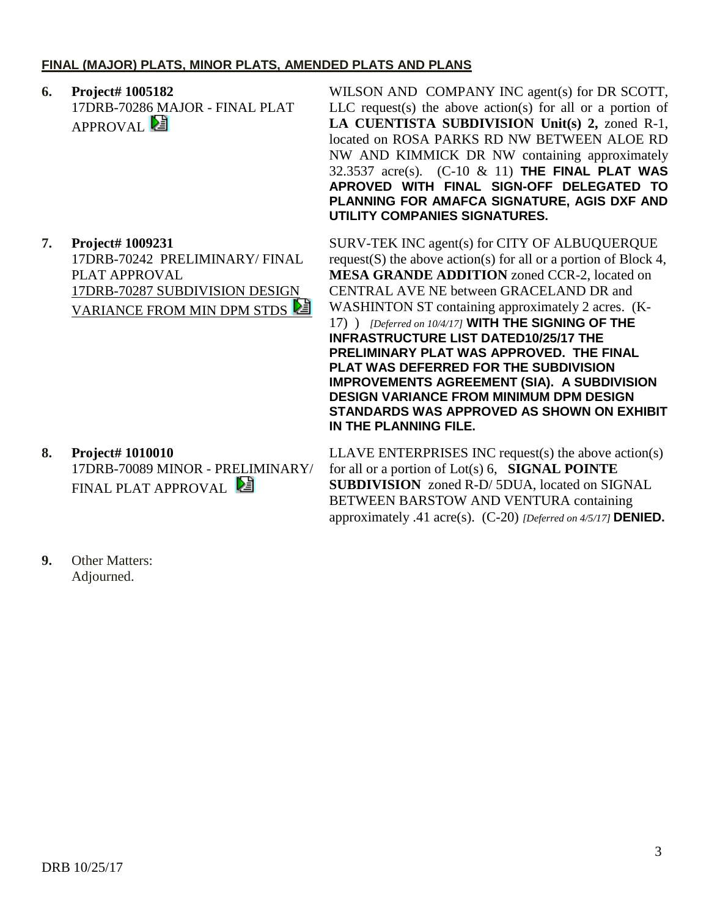**FINAL (MAJOR) PLATS, MINOR PLATS, AMENDED PLATS AND PLANS**

**6. Project# 1005182**
17DRB-70286 MAJOR - FINAL PLAT APPROVAL

WILSON AND COMPANY INC agent(s) for DR SCOTT, LLC request(s) the above action(s) for all or a portion of **LA CUENTISTA SUBDIVISION Unit(s) 2,** zoned R-1, located on ROSA PARKS RD NW BETWEEN ALOE RD NW AND KIMMICK DR NW containing approximately 32.3537 acre(s). (C-10 & 11) **THE FINAL PLAT WAS APROVED WITH FINAL SIGN-OFF DELEGATED TO PLANNING FOR AMAFCA SIGNATURE, AGIS DXF AND UTILITY COMPANIES SIGNATURES.**

**7. Project# 1009231**
17DRB-70242 PRELIMINARY/ FINAL PLAT APPROVAL
17DRB-70287 SUBDIVISION DESIGN VARIANCE FROM MIN DPM STDS

SURV-TEK INC agent(s) for CITY OF ALBUQUERQUE request(S) the above action(s) for all or a portion of Block 4, **MESA GRANDE ADDITION** zoned CCR-2, located on CENTRAL AVE NE between GRACELAND DR and WASHINTON ST containing approximately 2 acres. (K-17) ) *[Deferred on 10/4/17]* **WITH THE SIGNING OF THE INFRASTRUCTURE LIST DATED10/25/17 THE PRELIMINARY PLAT WAS APPROVED. THE FINAL PLAT WAS DEFERRED FOR THE SUBDIVISION IMPROVEMENTS AGREEMENT (SIA). A SUBDIVISION DESIGN VARIANCE FROM MINIMUM DPM DESIGN STANDARDS WAS APPROVED AS SHOWN ON EXHIBIT IN THE PLANNING FILE.**

**8. Project# 1010010**
17DRB-70089 MINOR - PRELIMINARY/ FINAL PLAT APPROVAL

LLAVE ENTERPRISES INC request(s) the above action(s) for all or a portion of Lot(s) 6, **SIGNAL POINTE SUBDIVISION** zoned R-D/ 5DUA, located on SIGNAL BETWEEN BARSTOW AND VENTURA containing approximately .41 acre(s). (C-20) *[Deferred on 4/5/17]* **DENIED.**

**9.** Other Matters:
Adjourned.

DRB 10/25/17